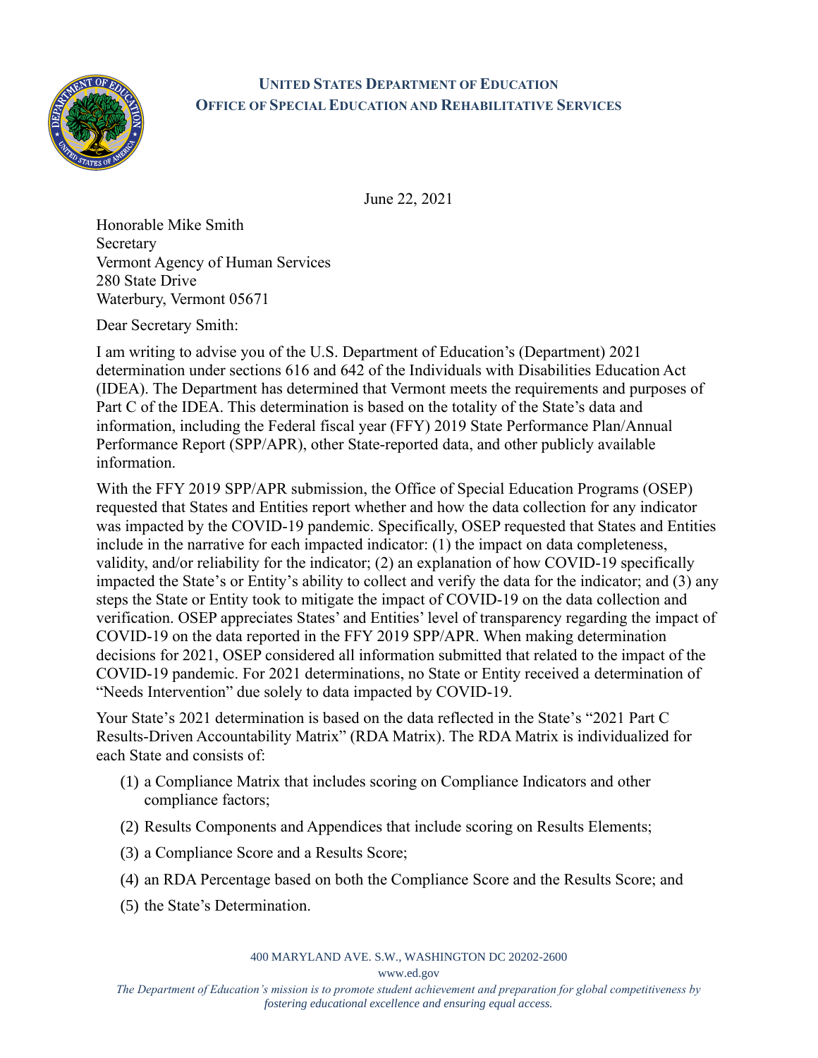**United States Department of Education**
**Office of Special Education and Rehabilitative Services**

June 22, 2021

Honorable Mike Smith
Secretary
Vermont Agency of Human Services
280 State Drive
Waterbury, Vermont 05671

Dear Secretary Smith:

I am writing to advise you of the U.S. Department of Education's (Department) 2021 determination under sections 616 and 642 of the Individuals with Disabilities Education Act (IDEA). The Department has determined that Vermont meets the requirements and purposes of Part C of the IDEA. This determination is based on the totality of the State's data and information, including the Federal fiscal year (FFY) 2019 State Performance Plan/Annual Performance Report (SPP/APR), other State-reported data, and other publicly available information.

With the FFY 2019 SPP/APR submission, the Office of Special Education Programs (OSEP) requested that States and Entities report whether and how the data collection for any indicator was impacted by the COVID-19 pandemic. Specifically, OSEP requested that States and Entities include in the narrative for each impacted indicator: (1) the impact on data completeness, validity, and/or reliability for the indicator; (2) an explanation of how COVID-19 specifically impacted the State's or Entity's ability to collect and verify the data for the indicator; and (3) any steps the State or Entity took to mitigate the impact of COVID-19 on the data collection and verification. OSEP appreciates States' and Entities' level of transparency regarding the impact of COVID-19 on the data reported in the FFY 2019 SPP/APR. When making determination decisions for 2021, OSEP considered all information submitted that related to the impact of the COVID-19 pandemic. For 2021 determinations, no State or Entity received a determination of "Needs Intervention" due solely to data impacted by COVID-19.

Your State's 2021 determination is based on the data reflected in the State's "2021 Part C Results-Driven Accountability Matrix" (RDA Matrix). The RDA Matrix is individualized for each State and consists of:

(1) a Compliance Matrix that includes scoring on Compliance Indicators and other compliance factors;

(2) Results Components and Appendices that include scoring on Results Elements;

(3) a Compliance Score and a Results Score;

(4) an RDA Percentage based on both the Compliance Score and the Results Score; and

(5) the State's Determination.

400 MARYLAND AVE. S.W., WASHINGTON DC 20202-2600
www.ed.gov
*The Department of Education's mission is to promote student achievement and preparation for global competitiveness by fostering educational excellence and ensuring equal access.*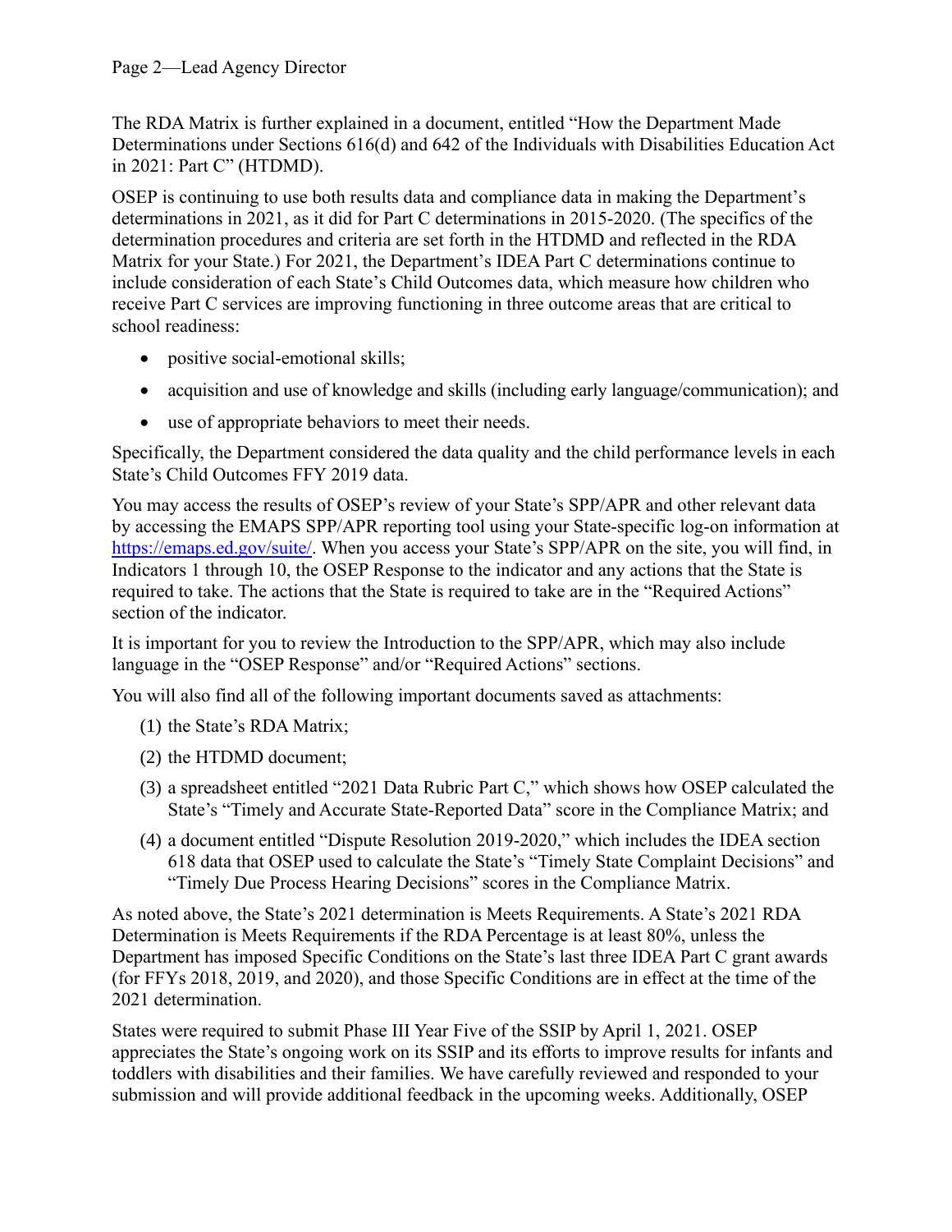The RDA Matrix is further explained in a document, entitled "How the Department Made Determinations under Sections 616(d) and 642 of the Individuals with Disabilities Education Act in 2021: Part C" (HTDMD).

OSEP is continuing to use both results data and compliance data in making the Department's determinations in 2021, as it did for Part C determinations in 2015-2020. (The specifics of the determination procedures and criteria are set forth in the HTDMD and reflected in the RDA Matrix for your State.) For 2021, the Department's IDEA Part C determinations continue to include consideration of each State's Child Outcomes data, which measure how children who receive Part C services are improving functioning in three outcome areas that are critical to school readiness:

- positive social-emotional skills;
- acquisition and use of knowledge and skills (including early language/communication); and
- use of appropriate behaviors to meet their needs.

Specifically, the Department considered the data quality and the child performance levels in each State's Child Outcomes FFY 2019 data.

You may access the results of OSEP's review of your State's SPP/APR and other relevant data by accessing the EMAPS SPP/APR reporting tool using your State-specific log-on information at https://emaps.ed.gov/suite/. When you access your State's SPP/APR on the site, you will find, in Indicators 1 through 10, the OSEP Response to the indicator and any actions that the State is required to take. The actions that the State is required to take are in the "Required Actions" section of the indicator.

It is important for you to review the Introduction to the SPP/APR, which may also include language in the "OSEP Response" and/or "Required Actions" sections.

You will also find all of the following important documents saved as attachments:

(1) the State's RDA Matrix;

(2) the HTDMD document;

(3) a spreadsheet entitled "2021 Data Rubric Part C," which shows how OSEP calculated the State's "Timely and Accurate State-Reported Data" score in the Compliance Matrix; and

(4) a document entitled "Dispute Resolution 2019-2020," which includes the IDEA section 618 data that OSEP used to calculate the State's "Timely State Complaint Decisions" and "Timely Due Process Hearing Decisions" scores in the Compliance Matrix.

As noted above, the State's 2021 determination is Meets Requirements. A State's 2021 RDA Determination is Meets Requirements if the RDA Percentage is at least 80%, unless the Department has imposed Specific Conditions on the State's last three IDEA Part C grant awards (for FFYs 2018, 2019, and 2020), and those Specific Conditions are in effect at the time of the 2021 determination.

States were required to submit Phase III Year Five of the SSIP by April 1, 2021. OSEP appreciates the State's ongoing work on its SSIP and its efforts to improve results for infants and toddlers with disabilities and their families. We have carefully reviewed and responded to your submission and will provide additional feedback in the upcoming weeks. Additionally, OSEP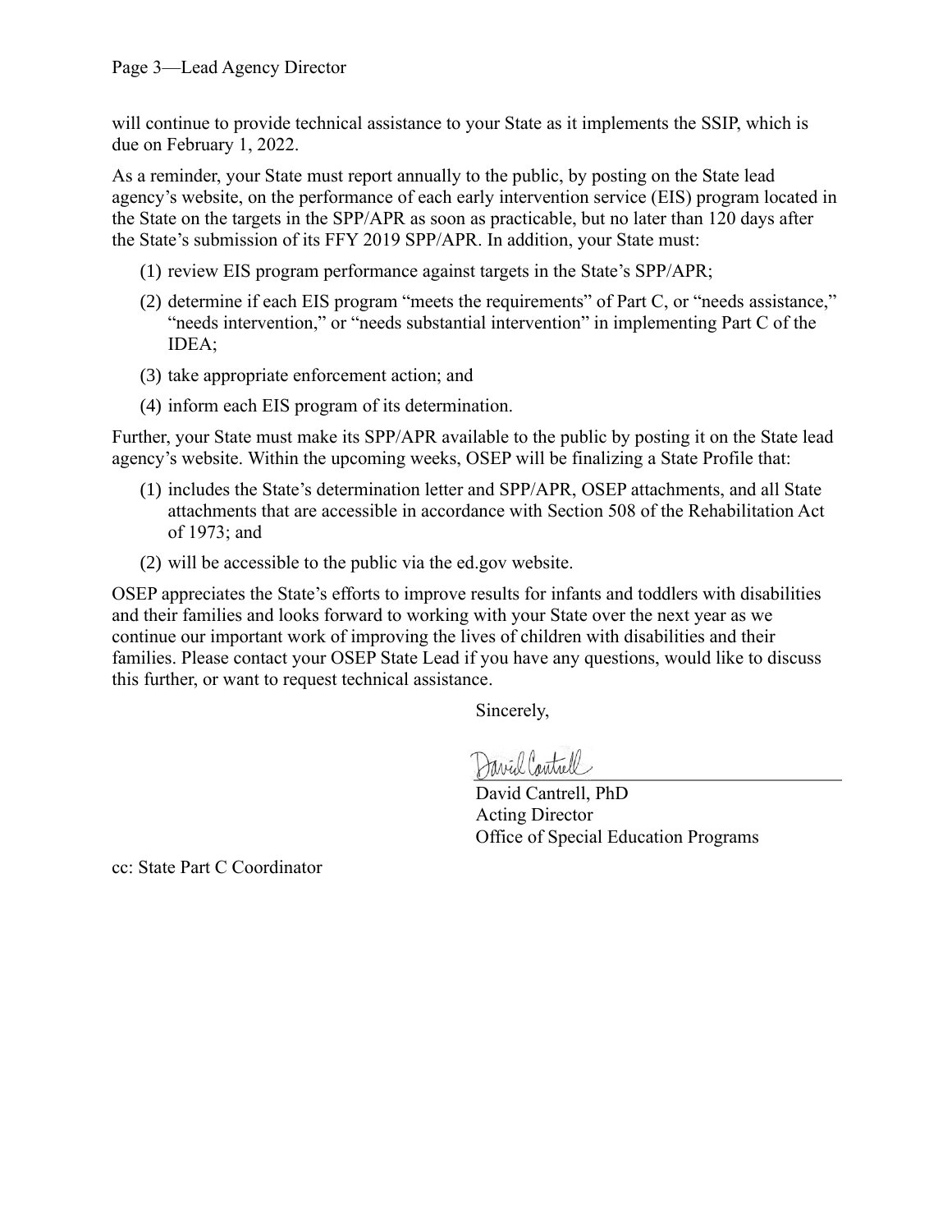will continue to provide technical assistance to your State as it implements the SSIP, which is due on February 1, 2022.

As a reminder, your State must report annually to the public, by posting on the State lead agency's website, on the performance of each early intervention service (EIS) program located in the State on the targets in the SPP/APR as soon as practicable, but no later than 120 days after the State's submission of its FFY 2019 SPP/APR. In addition, your State must:

(1) review EIS program performance against targets in the State's SPP/APR;

(2) determine if each EIS program "meets the requirements" of Part C, or "needs assistance," "needs intervention," or "needs substantial intervention" in implementing Part C of the IDEA;

(3) take appropriate enforcement action; and

(4) inform each EIS program of its determination.

Further, your State must make its SPP/APR available to the public by posting it on the State lead agency's website. Within the upcoming weeks, OSEP will be finalizing a State Profile that:

(1) includes the State's determination letter and SPP/APR, OSEP attachments, and all State attachments that are accessible in accordance with Section 508 of the Rehabilitation Act of 1973; and

(2) will be accessible to the public via the ed.gov website.

OSEP appreciates the State's efforts to improve results for infants and toddlers with disabilities and their families and looks forward to working with your State over the next year as we continue our important work of improving the lives of children with disabilities and their families. Please contact your OSEP State Lead if you have any questions, would like to discuss this further, or want to request technical assistance.

Sincerely,

David Cantrell

David Cantrell, PhD  
Acting Director  
Office of Special Education Programs

cc: State Part C Coordinator